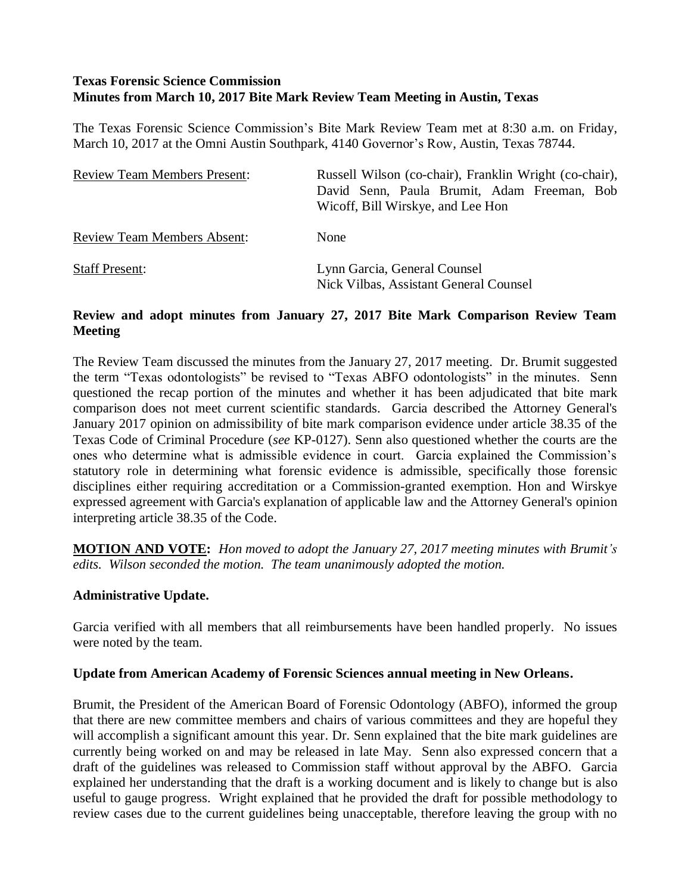**Texas Forensic Science Commission**
**Minutes from March 10, 2017 Bite Mark Review Team Meeting in Austin, Texas**

The Texas Forensic Science Commission's Bite Mark Review Team met at 8:30 a.m. on Friday, March 10, 2017 at the Omni Austin Southpark, 4140 Governor's Row, Austin, Texas 78744.

| | |
|---|---|
| Review Team Members Present: | Russell Wilson (co-chair), Franklin Wright (co-chair), David Senn, Paula Brumit, Adam Freeman, Bob Wicoff, Bill Wirskye, and Lee Hon |
| Review Team Members Absent: | None |
| Staff Present: | Lynn Garcia, General Counsel<br>Nick Vilbas, Assistant General Counsel |

**Review and adopt minutes from January 27, 2017 Bite Mark Comparison Review Team Meeting**

The Review Team discussed the minutes from the January 27, 2017 meeting. Dr. Brumit suggested the term "Texas odontologists" be revised to "Texas ABFO odontologists" in the minutes. Senn questioned the recap portion of the minutes and whether it has been adjudicated that bite mark comparison does not meet current scientific standards. Garcia described the Attorney General's January 2017 opinion on admissibility of bite mark comparison evidence under article 38.35 of the Texas Code of Criminal Procedure (*see* KP-0127). Senn also questioned whether the courts are the ones who determine what is admissible evidence in court. Garcia explained the Commission's statutory role in determining what forensic evidence is admissible, specifically those forensic disciplines either requiring accreditation or a Commission-granted exemption. Hon and Wirskye expressed agreement with Garcia's explanation of applicable law and the Attorney General's opinion interpreting article 38.35 of the Code.

**MOTION AND VOTE:** *Hon moved to adopt the January 27, 2017 meeting minutes with Brumit's edits. Wilson seconded the motion. The team unanimously adopted the motion.*

**Administrative Update.**

Garcia verified with all members that all reimbursements have been handled properly. No issues were noted by the team.

**Update from American Academy of Forensic Sciences annual meeting in New Orleans.**

Brumit, the President of the American Board of Forensic Odontology (ABFO), informed the group that there are new committee members and chairs of various committees and they are hopeful they will accomplish a significant amount this year. Dr. Senn explained that the bite mark guidelines are currently being worked on and may be released in late May. Senn also expressed concern that a draft of the guidelines was released to Commission staff without approval by the ABFO. Garcia explained her understanding that the draft is a working document and is likely to change but is also useful to gauge progress. Wright explained that he provided the draft for possible methodology to review cases due to the current guidelines being unacceptable, therefore leaving the group with no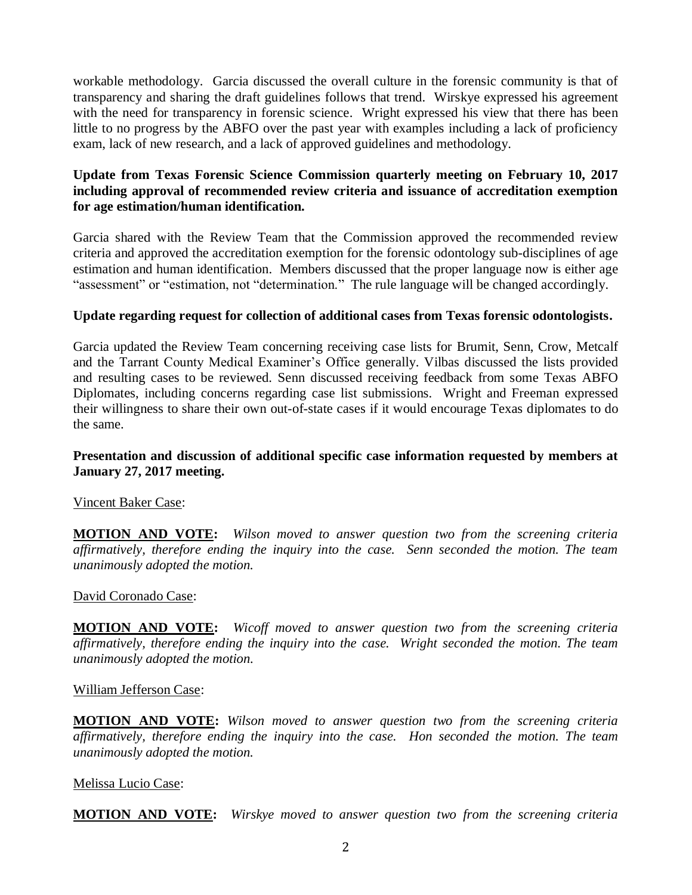workable methodology. Garcia discussed the overall culture in the forensic community is that of transparency and sharing the draft guidelines follows that trend. Wirskye expressed his agreement with the need for transparency in forensic science. Wright expressed his view that there has been little to no progress by the ABFO over the past year with examples including a lack of proficiency exam, lack of new research, and a lack of approved guidelines and methodology.

**Update from Texas Forensic Science Commission quarterly meeting on February 10, 2017 including approval of recommended review criteria and issuance of accreditation exemption for age estimation/human identification.**

Garcia shared with the Review Team that the Commission approved the recommended review criteria and approved the accreditation exemption for the forensic odontology sub-disciplines of age estimation and human identification. Members discussed that the proper language now is either age "assessment" or "estimation, not "determination." The rule language will be changed accordingly.

**Update regarding request for collection of additional cases from Texas forensic odontologists.**

Garcia updated the Review Team concerning receiving case lists for Brumit, Senn, Crow, Metcalf and the Tarrant County Medical Examiner's Office generally. Vilbas discussed the lists provided and resulting cases to be reviewed. Senn discussed receiving feedback from some Texas ABFO Diplomates, including concerns regarding case list submissions. Wright and Freeman expressed their willingness to share their own out-of-state cases if it would encourage Texas diplomates to do the same.

**Presentation and discussion of additional specific case information requested by members at January 27, 2017 meeting.**

Vincent Baker Case:

**MOTION AND VOTE:** *Wilson moved to answer question two from the screening criteria affirmatively, therefore ending the inquiry into the case. Senn seconded the motion. The team unanimously adopted the motion.*

David Coronado Case:

**MOTION AND VOTE:** *Wicoff moved to answer question two from the screening criteria affirmatively, therefore ending the inquiry into the case. Wright seconded the motion. The team unanimously adopted the motion.*

William Jefferson Case:

**MOTION AND VOTE:** *Wilson moved to answer question two from the screening criteria affirmatively, therefore ending the inquiry into the case. Hon seconded the motion. The team unanimously adopted the motion.*

Melissa Lucio Case:

**MOTION AND VOTE:** *Wirskye moved to answer question two from the screening criteria*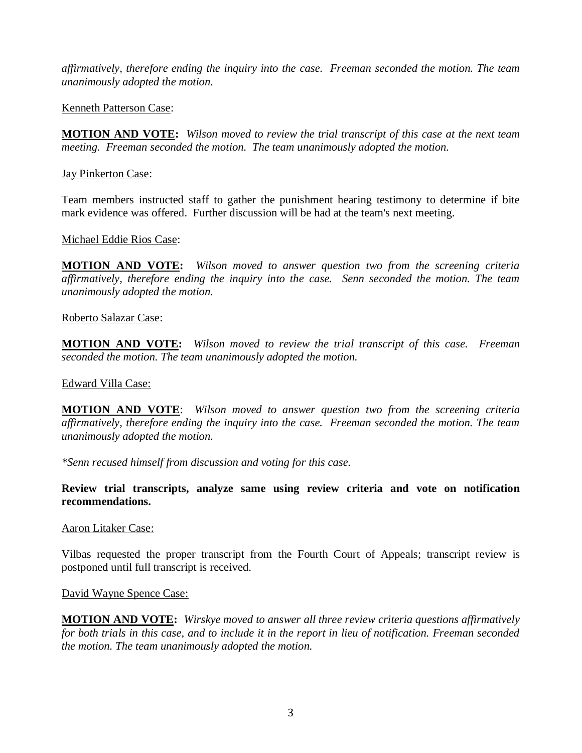*affirmatively, therefore ending the inquiry into the case. Freeman seconded the motion. The team unanimously adopted the motion.*

Kenneth Patterson Case:

**MOTION AND VOTE:** *Wilson moved to review the trial transcript of this case at the next team meeting. Freeman seconded the motion. The team unanimously adopted the motion.*

Jay Pinkerton Case:

Team members instructed staff to gather the punishment hearing testimony to determine if bite mark evidence was offered. Further discussion will be had at the team's next meeting.

Michael Eddie Rios Case:

**MOTION AND VOTE:** *Wilson moved to answer question two from the screening criteria affirmatively, therefore ending the inquiry into the case. Senn seconded the motion. The team unanimously adopted the motion.*

Roberto Salazar Case:

**MOTION AND VOTE:** *Wilson moved to review the trial transcript of this case. Freeman seconded the motion. The team unanimously adopted the motion.*

Edward Villa Case:

**MOTION AND VOTE**: *Wilson moved to answer question two from the screening criteria affirmatively, therefore ending the inquiry into the case. Freeman seconded the motion. The team unanimously adopted the motion.*

*\*Senn recused himself from discussion and voting for this case.*

**Review trial transcripts, analyze same using review criteria and vote on notification recommendations.**

Aaron Litaker Case:

Vilbas requested the proper transcript from the Fourth Court of Appeals; transcript review is postponed until full transcript is received.

David Wayne Spence Case:

**MOTION AND VOTE:** *Wirskye moved to answer all three review criteria questions affirmatively for both trials in this case, and to include it in the report in lieu of notification. Freeman seconded the motion. The team unanimously adopted the motion.*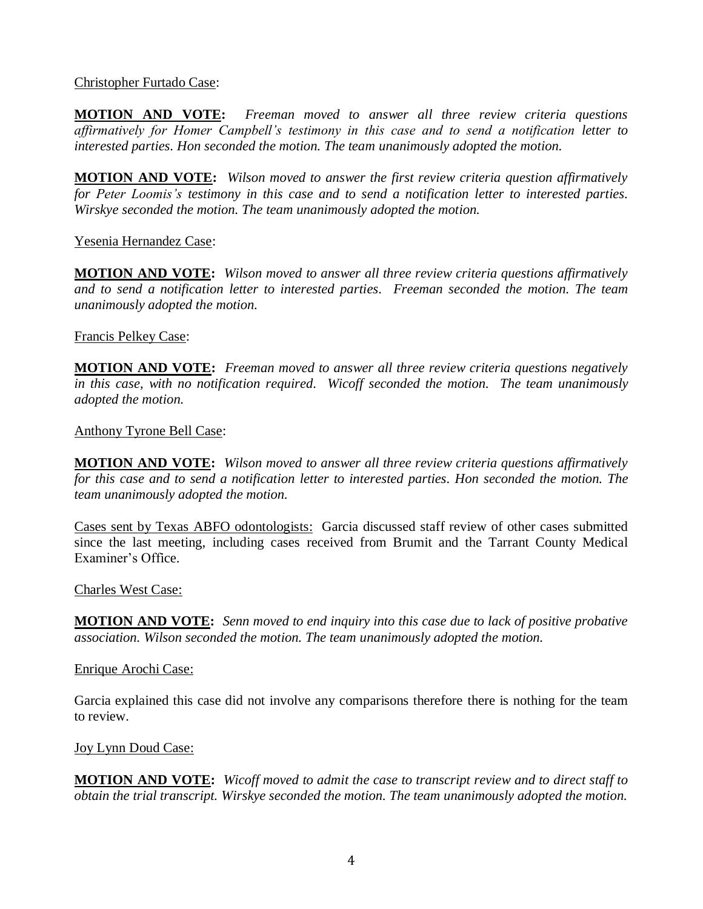Christopher Furtado Case:

**MOTION AND VOTE:** *Freeman moved to answer all three review criteria questions affirmatively for Homer Campbell's testimony in this case and to send a notification letter to interested parties. Hon seconded the motion. The team unanimously adopted the motion.*

**MOTION AND VOTE:** *Wilson moved to answer the first review criteria question affirmatively for Peter Loomis's testimony in this case and to send a notification letter to interested parties. Wirskye seconded the motion. The team unanimously adopted the motion.*

Yesenia Hernandez Case:

**MOTION AND VOTE:** *Wilson moved to answer all three review criteria questions affirmatively and to send a notification letter to interested parties. Freeman seconded the motion. The team unanimously adopted the motion.*

Francis Pelkey Case:

**MOTION AND VOTE:** *Freeman moved to answer all three review criteria questions negatively in this case, with no notification required. Wicoff seconded the motion. The team unanimously adopted the motion.*

Anthony Tyrone Bell Case:

**MOTION AND VOTE:** *Wilson moved to answer all three review criteria questions affirmatively for this case and to send a notification letter to interested parties. Hon seconded the motion. The team unanimously adopted the motion.*

Cases sent by Texas ABFO odontologists: Garcia discussed staff review of other cases submitted since the last meeting, including cases received from Brumit and the Tarrant County Medical Examiner's Office.

Charles West Case:

**MOTION AND VOTE:** *Senn moved to end inquiry into this case due to lack of positive probative association. Wilson seconded the motion. The team unanimously adopted the motion.*

Enrique Arochi Case:

Garcia explained this case did not involve any comparisons therefore there is nothing for the team to review.

Joy Lynn Doud Case:

**MOTION AND VOTE:** *Wicoff moved to admit the case to transcript review and to direct staff to obtain the trial transcript. Wirskye seconded the motion. The team unanimously adopted the motion.*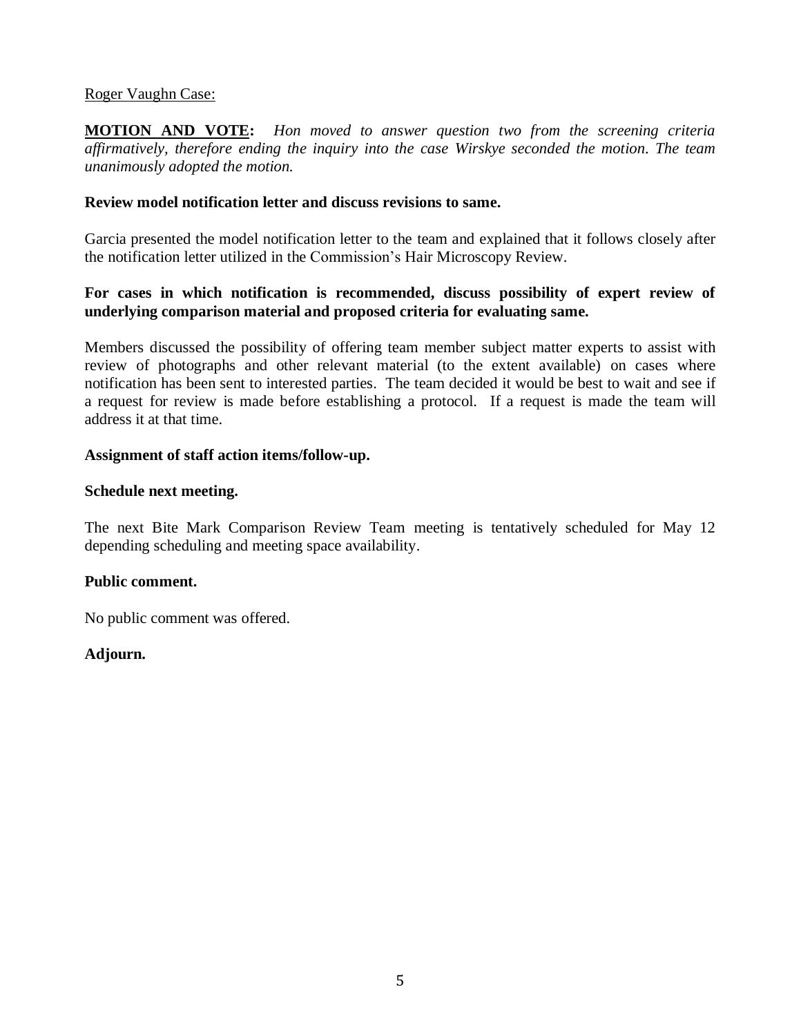Roger Vaughn Case:

**MOTION AND VOTE:** *Hon moved to answer question two from the screening criteria affirmatively, therefore ending the inquiry into the case Wirskye seconded the motion. The team unanimously adopted the motion.*

**Review model notification letter and discuss revisions to same.**

Garcia presented the model notification letter to the team and explained that it follows closely after the notification letter utilized in the Commission's Hair Microscopy Review.

**For cases in which notification is recommended, discuss possibility of expert review of underlying comparison material and proposed criteria for evaluating same.**

Members discussed the possibility of offering team member subject matter experts to assist with review of photographs and other relevant material (to the extent available) on cases where notification has been sent to interested parties. The team decided it would be best to wait and see if a request for review is made before establishing a protocol. If a request is made the team will address it at that time.

**Assignment of staff action items/follow-up.**

**Schedule next meeting.**

The next Bite Mark Comparison Review Team meeting is tentatively scheduled for May 12 depending scheduling and meeting space availability.

**Public comment.**

No public comment was offered.

**Adjourn.**